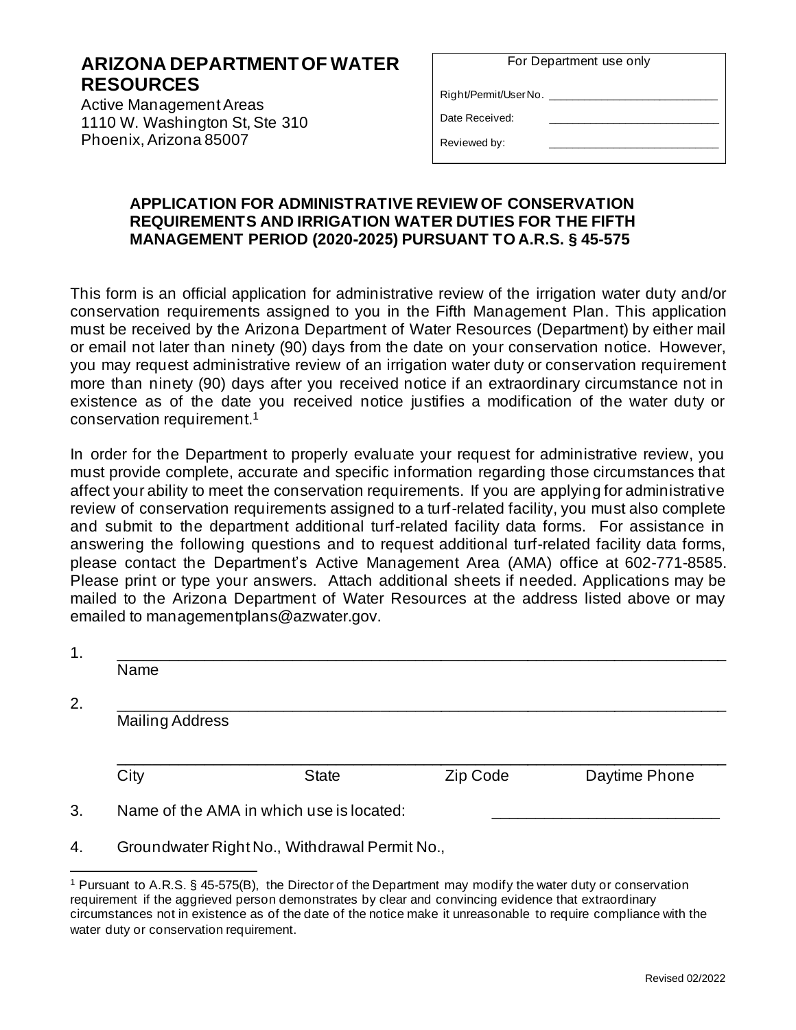**ARIZONA DEPARTMENT OF WATER RESOURCES**
Active Management Areas
1110 W. Washington St, Ste 310
Phoenix, Arizona 85007

| For Department use only | |
|---|---|
| Right/Permit/User No. | ______________________ |
| Date Received: | ______________________ |
| Reviewed by: | ______________________ |

### APPLICATION FOR ADMINISTRATIVE REVIEW OF CONSERVATION REQUIREMENTS AND IRRIGATION WATER DUTIES FOR THE FIFTH MANAGEMENT PERIOD (2020-2025) PURSUANT TO A.R.S. § 45-575

This form is an official application for administrative review of the irrigation water duty and/or conservation requirements assigned to you in the Fifth Management Plan. This application must be received by the Arizona Department of Water Resources (Department) by either mail or email not later than ninety (90) days from the date on your conservation notice. However, you may request administrative review of an irrigation water duty or conservation requirement more than ninety (90) days after you received notice if an extraordinary circumstance not in existence as of the date you received notice justifies a modification of the water duty or conservation requirement.[1]

In order for the Department to properly evaluate your request for administrative review, you must provide complete, accurate and specific information regarding those circumstances that affect your ability to meet the conservation requirements. If you are applying for administrative review of conservation requirements assigned to a turf-related facility, you must also complete and submit to the department additional turf-related facility data forms. For assistance in answering the following questions and to request additional turf-related facility data forms, please contact the Department's Active Management Area (AMA) office at 602-771-8585. Please print or type your answers. Attach additional sheets if needed. Applications may be mailed to the Arizona Department of Water Resources at the address listed above or may emailed to managementplans@azwater.gov.

1. ________________________________________________________________
   Name

2. ________________________________________________________________
   Mailing Address

   ________________________________________________________________
   City State Zip Code Daytime Phone

3. Name of the AMA in which use is located: ______________________

4. Groundwater Right No., Withdrawal Permit No.,

---

[1] Pursuant to A.R.S. § 45-575(B), the Director of the Department may modify the water duty or conservation requirement if the aggrieved person demonstrates by clear and convincing evidence that extraordinary circumstances not in existence as of the date of the notice make it unreasonable to require compliance with the water duty or conservation requirement.

Revised 02/2022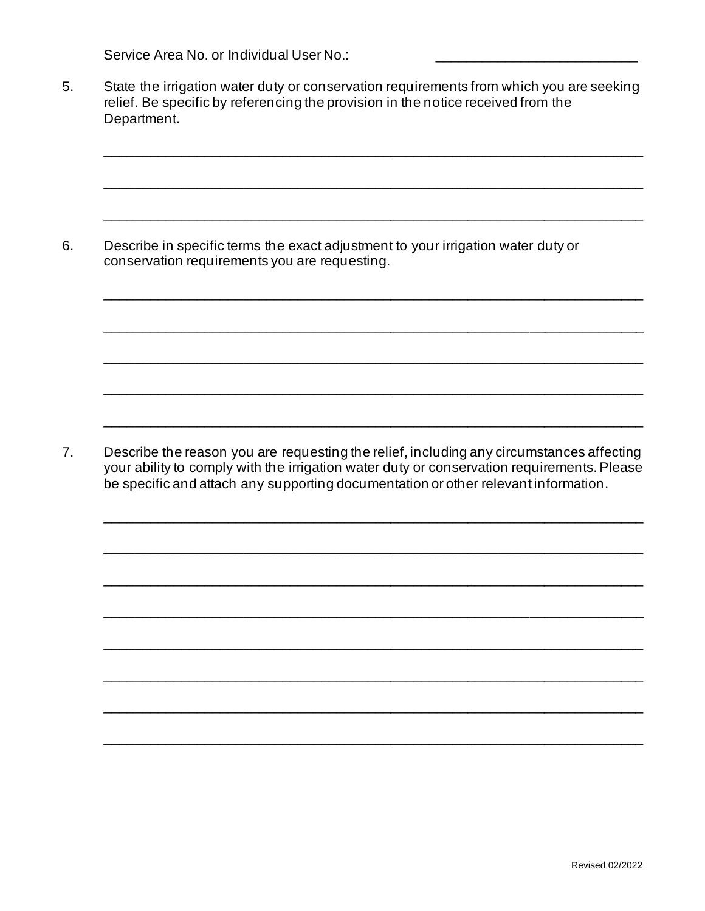Service Area No. or Individual User No.: ___________________________

5. State the irrigation water duty or conservation requirements from which you are seeking relief. Be specific by referencing the provision in the notice received from the Department.

_______________________________________________________________________

_______________________________________________________________________

_______________________________________________________________________

6. Describe in specific terms the exact adjustment to your irrigation water duty or conservation requirements you are requesting.

_______________________________________________________________________

_______________________________________________________________________

_______________________________________________________________________

_______________________________________________________________________

_______________________________________________________________________

7. Describe the reason you are requesting the relief, including any circumstances affecting your ability to comply with the irrigation water duty or conservation requirements. Please be specific and attach any supporting documentation or other relevant information.

_______________________________________________________________________

_______________________________________________________________________

_______________________________________________________________________

_______________________________________________________________________

_______________________________________________________________________

_______________________________________________________________________

_______________________________________________________________________

_______________________________________________________________________

Revised 02/2022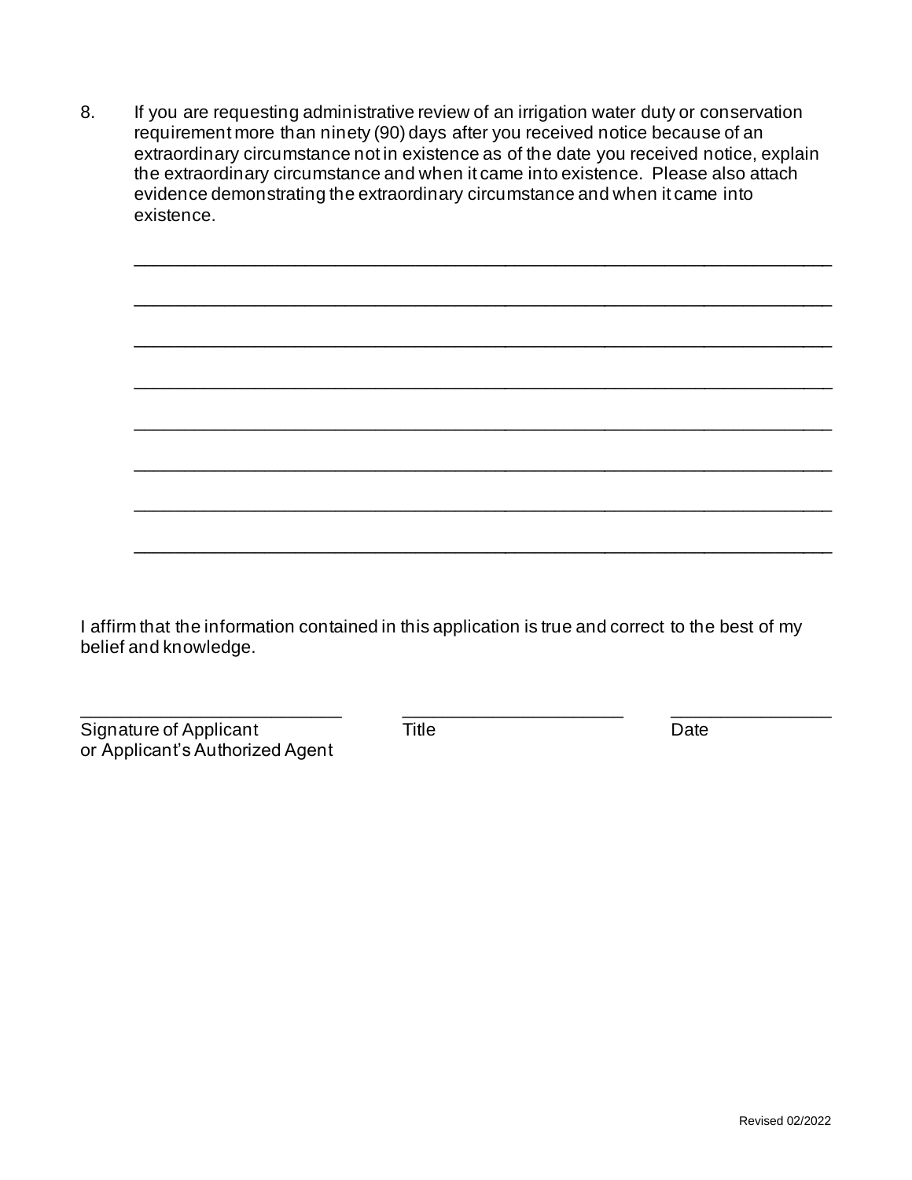8. If you are requesting administrative review of an irrigation water duty or conservation requirement more than ninety (90) days after you received notice because of an extraordinary circumstance not in existence as of the date you received notice, explain the extraordinary circumstance and when it came into existence. Please also attach evidence demonstrating the extraordinary circumstance and when it came into existence.

____________________________________________________________________

____________________________________________________________________

____________________________________________________________________

____________________________________________________________________

____________________________________________________________________

____________________________________________________________________

____________________________________________________________________

____________________________________________________________________

I affirm that the information contained in this application is true and correct to the best of my belief and knowledge.

| | | |
|---|---|---|
| ___________________________ | _______________________ | _________________ |
| Signature of Applicant or Applicant's Authorized Agent | Title | Date |

Revised 02/2022